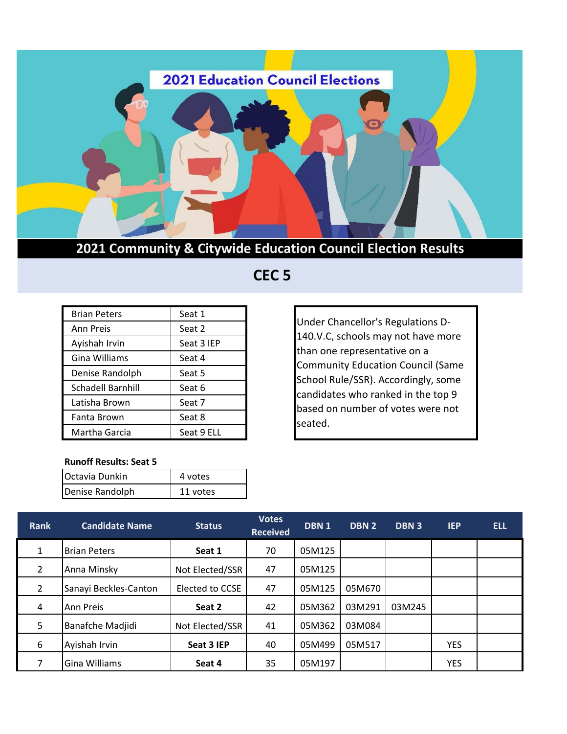# 2021 Education Council Elections

## 2021 Community & Citywide Education Council Election Results

## CEC 5

| | |
|---|---|
| Brian Peters | Seat 1 |
| Ann Preis | Seat 2 |
| Ayishah Irvin | Seat 3 IEP |
| Gina Williams | Seat 4 |
| Denise Randolph | Seat 5 |
| Schadell Barnhill | Seat 6 |
| Latisha Brown | Seat 7 |
| Fanta Brown | Seat 8 |
| Martha Garcia | Seat 9 ELL |

Under Chancellor's Regulations D-140.V.C, schools may not have more than one representative on a Community Education Council (Same School Rule/SSR). Accordingly, some candidates who ranked in the top 9 based on number of votes were not seated.

**Runoff Results: Seat 5**

| | |
|---|---|
| Octavia Dunkin | 4 votes |
| Denise Randolph | 11 votes |

| Rank | Candidate Name | Status | Votes Received | DBN 1 | DBN 2 | DBN 3 | IEP | ELL |
|---|---|---|---|---|---|---|---|---|
| 1 | Brian Peters | **Seat 1** | 70 | 05M125 | | | | |
| 2 | Anna Minsky | Not Elected/SSR | 47 | 05M125 | | | | |
| 2 | Sanayi Beckles-Canton | Elected to CCSE | 47 | 05M125 | 05M670 | | | |
| 4 | Ann Preis | **Seat 2** | 42 | 05M362 | 03M291 | 03M245 | | |
| 5 | Banafche Madjidi | Not Elected/SSR | 41 | 05M362 | 03M084 | | | |
| 6 | Ayishah Irvin | **Seat 3 IEP** | 40 | 05M499 | 05M517 | | YES | |
| 7 | Gina Williams | **Seat 4** | 35 | 05M197 | | | YES | |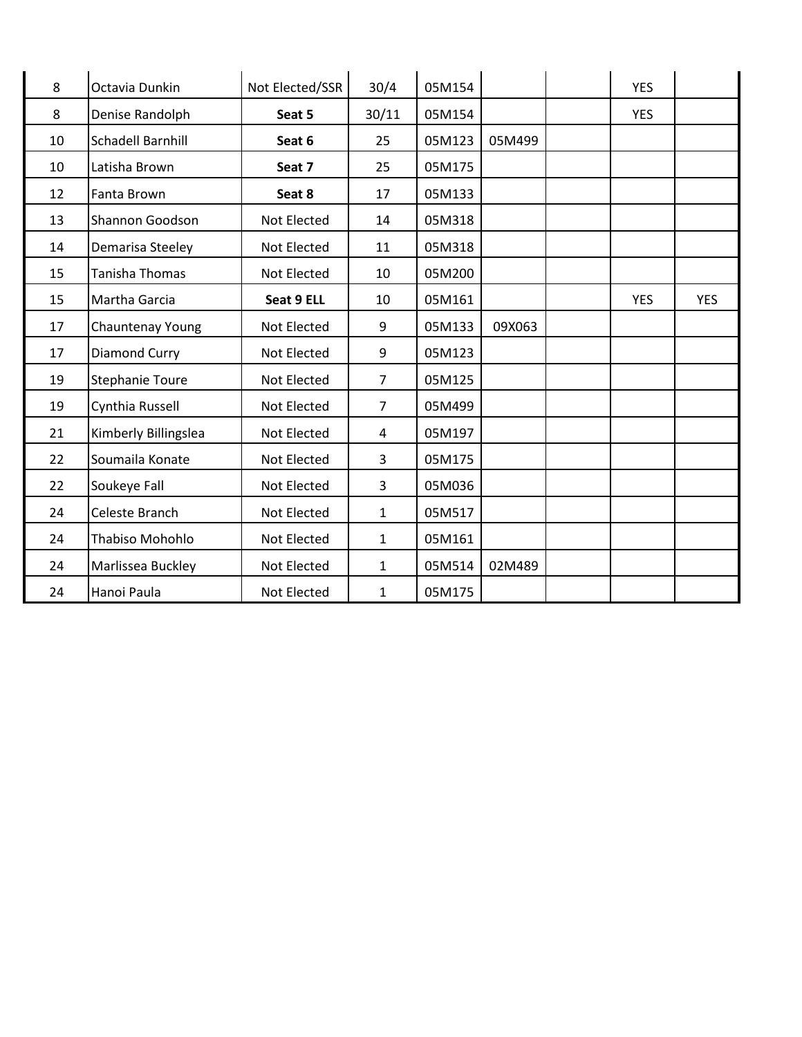| | | | | | | | | |
|---|---|---|---|---|---|---|---|---|
| 8 | Octavia Dunkin | Not Elected/SSR | 30/4 | 05M154 | | | YES | |
| 8 | Denise Randolph | **Seat 5** | 30/11 | 05M154 | | | YES | |
| 10 | Schadell Barnhill | **Seat 6** | 25 | 05M123 | 05M499 | | | |
| 10 | Latisha Brown | **Seat 7** | 25 | 05M175 | | | | |
| 12 | Fanta Brown | **Seat 8** | 17 | 05M133 | | | | |
| 13 | Shannon Goodson | Not Elected | 14 | 05M318 | | | | |
| 14 | Demarisa Steeley | Not Elected | 11 | 05M318 | | | | |
| 15 | Tanisha Thomas | Not Elected | 10 | 05M200 | | | | |
| 15 | Martha Garcia | **Seat 9 ELL** | 10 | 05M161 | | | YES | YES |
| 17 | Chauntenay Young | Not Elected | 9 | 05M133 | 09X063 | | | |
| 17 | Diamond Curry | Not Elected | 9 | 05M123 | | | | |
| 19 | Stephanie Toure | Not Elected | 7 | 05M125 | | | | |
| 19 | Cynthia Russell | Not Elected | 7 | 05M499 | | | | |
| 21 | Kimberly Billingslea | Not Elected | 4 | 05M197 | | | | |
| 22 | Soumaila Konate | Not Elected | 3 | 05M175 | | | | |
| 22 | Soukeye Fall | Not Elected | 3 | 05M036 | | | | |
| 24 | Celeste Branch | Not Elected | 1 | 05M517 | | | | |
| 24 | Thabiso Mohohlo | Not Elected | 1 | 05M161 | | | | |
| 24 | Marlissea Buckley | Not Elected | 1 | 05M514 | 02M489 | | | |
| 24 | Hanoi Paula | Not Elected | 1 | 05M175 | | | | |